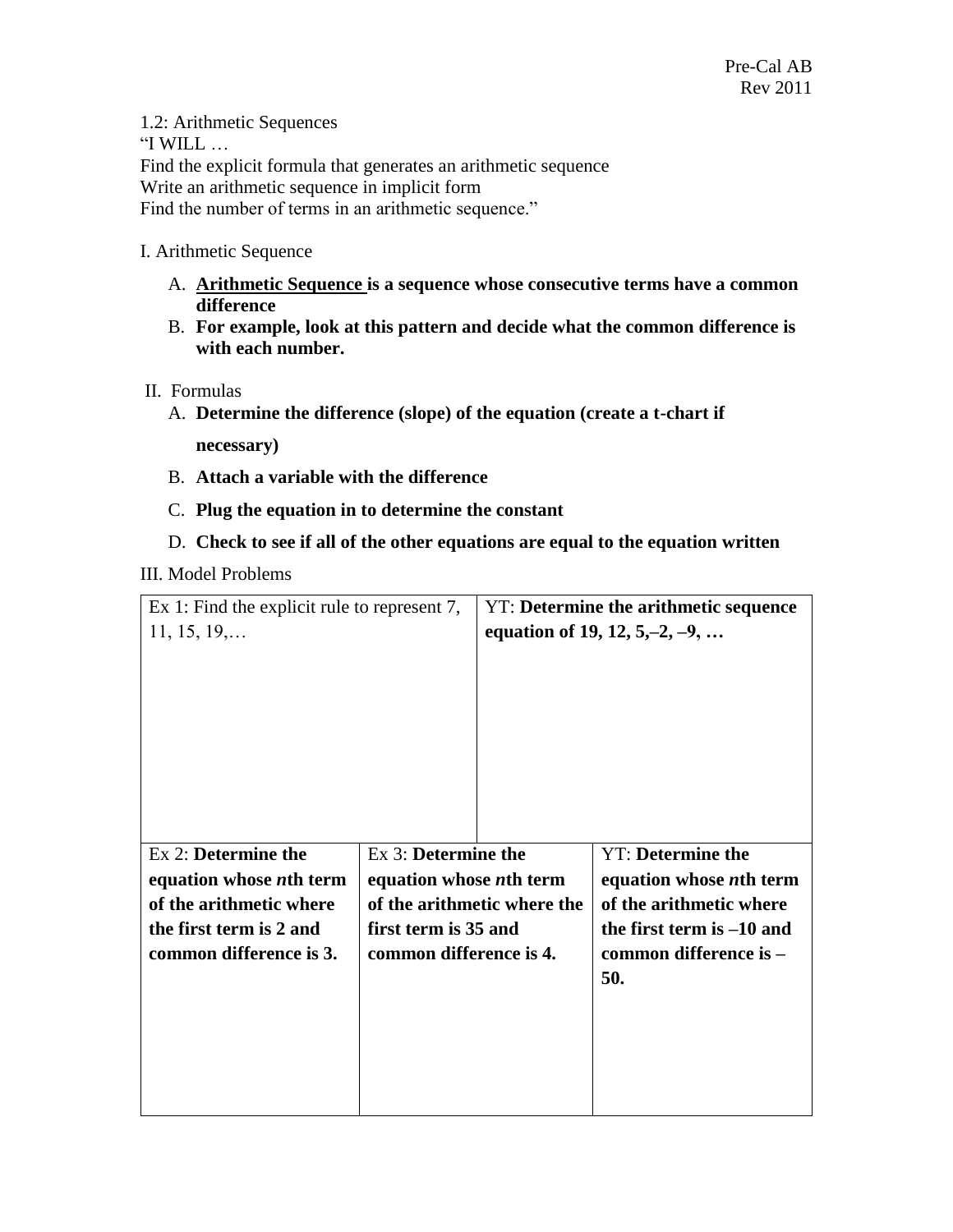1.2: Arithmetic Sequences

"I WILL …

Find the explicit formula that generates an arithmetic sequence

Write an arithmetic sequence in implicit form

Find the number of terms in an arithmetic sequence."

I. Arithmetic Sequence

A. **Arithmetic Sequence is a sequence whose consecutive terms have a common difference**

B. **For example, look at this pattern and decide what the common difference is with each number.**

II. Formulas

A. **Determine the difference (slope) of the equation (create a t-chart if necessary)**

B. **Attach a variable with the difference**

C. **Plug the equation in to determine the constant**

D. **Check to see if all of the other equations are equal to the equation written**

III. Model Problems

| Ex 1: Find the explicit rule to represent 7, 11, 15, 19,… | YT: **Determine the arithmetic sequence equation of 19, 12, 5,–2, –9, …** |
|---|---|

| Ex 2: **Determine the equation whose *n*th term of the arithmetic where the first term is 2 and common difference is 3.** | Ex 3: **Determine the equation whose *n*th term of the arithmetic where the first term is 35 and common difference is 4.** | YT: **Determine the equation whose *n*th term of the arithmetic where the first term is –10 and common difference is –50.** |
|---|---|---|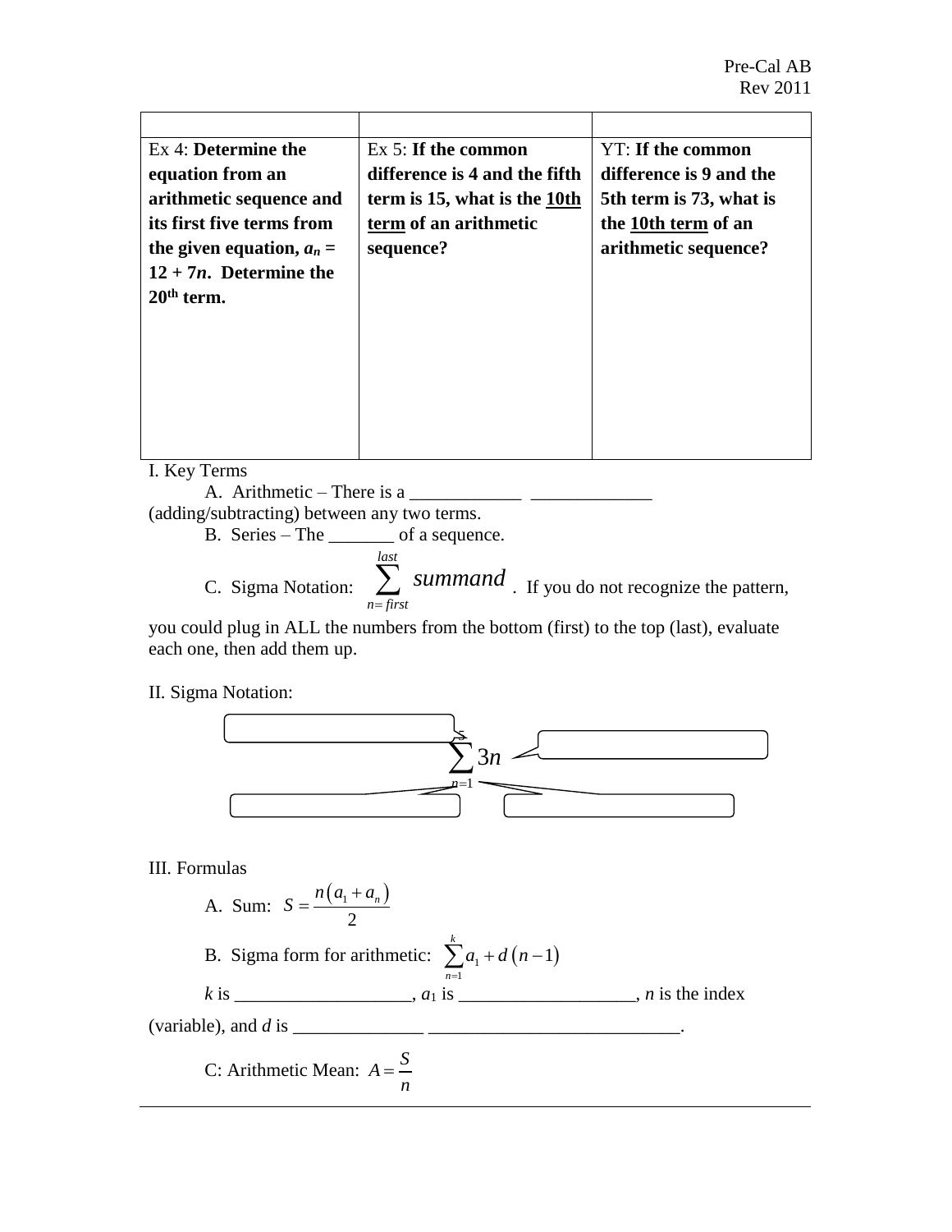| | | |
|---|---|---|
| Ex 4: **Determine the equation from an arithmetic sequence and its first five terms from the given equation, $a_n = 12 + 7n$. Determine the 20th term.** | Ex 5: **If the common difference is 4 and the fifth term is 15, what is the <u>10th term</u> of an arithmetic sequence?** | YT: **If the common difference is 9 and the 5th term is 73, what is the <u>10th term</u> of an arithmetic sequence?** |

I. Key Terms

A. Arithmetic – There is a ____________ _____________ (adding/subtracting) between any two terms.

B. Series – The _______ of a sequence.

C. Sigma Notation: $\sum_{n=first}^{last} summand$. If you do not recognize the pattern, you could plug in ALL the numbers from the bottom (first) to the top (last), evaluate each one, then add them up.

II. Sigma Notation:

$$\sum_{n=1}^{5} 3n$$

III. Formulas

A. Sum: $S = \dfrac{n(a_1 + a_n)}{2}$

B. Sigma form for arithmetic: $\sum_{n=1}^{k} a_1 + d(n-1)$

$k$ is ___________________, $a_1$ is ___________________, $n$ is the index (variable), and $d$ is ______________ ___________________________.

C: Arithmetic Mean: $A = \dfrac{S}{n}$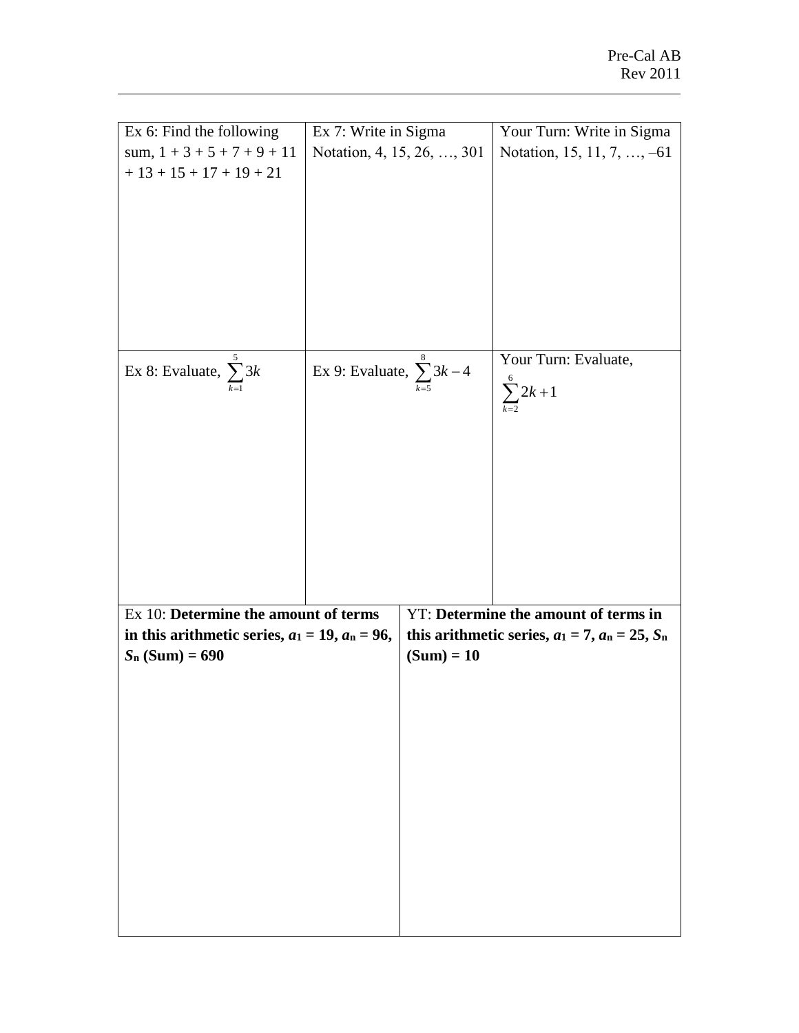| Ex 6: Find the following sum, 1 + 3 + 5 + 7 + 9 + 11 + 13 + 15 + 17 + 19 + 21 | Ex 7: Write in Sigma Notation, 4, 15, 26, …, 301 | Your Turn: Write in Sigma Notation, 15, 11, 7, …, –61 |
|---|---|---|
| Ex 8: Evaluate, $\sum_{k=1}^{5} 3k$ | Ex 9: Evaluate, $\sum_{k=5}^{8} 3k - 4$ | Your Turn: Evaluate, $\sum_{k=2}^{6} 2k + 1$ |

| Ex 10: **Determine the amount of terms in this arithmetic series, $a_1 = 19$, $a_n = 96$, $S_n$ (Sum) = 690** | YT: **Determine the amount of terms in this arithmetic series, $a_1 = 7$, $a_n = 25$, $S_n$ (Sum) = 10** |
|---|---|